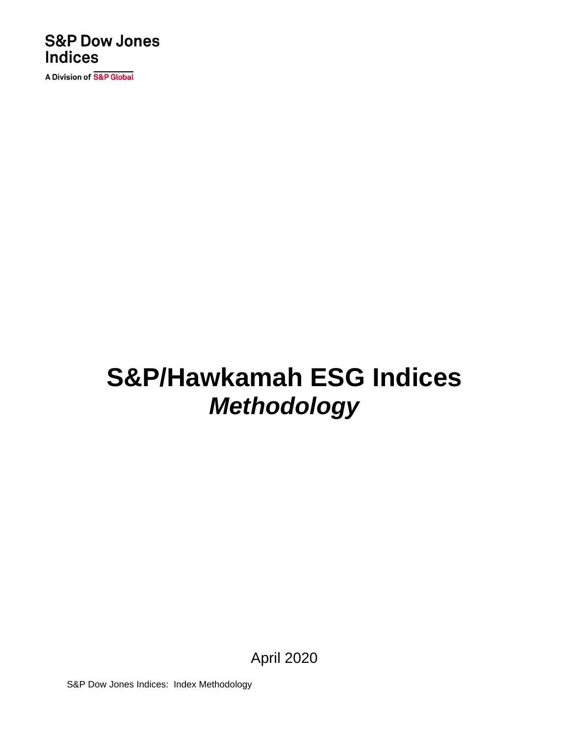S&P Dow Jones Indices

A Division of S&P Global

# S&P/Hawkamah ESG Indices
## *Methodology*

April 2020

S&P Dow Jones Indices: Index Methodology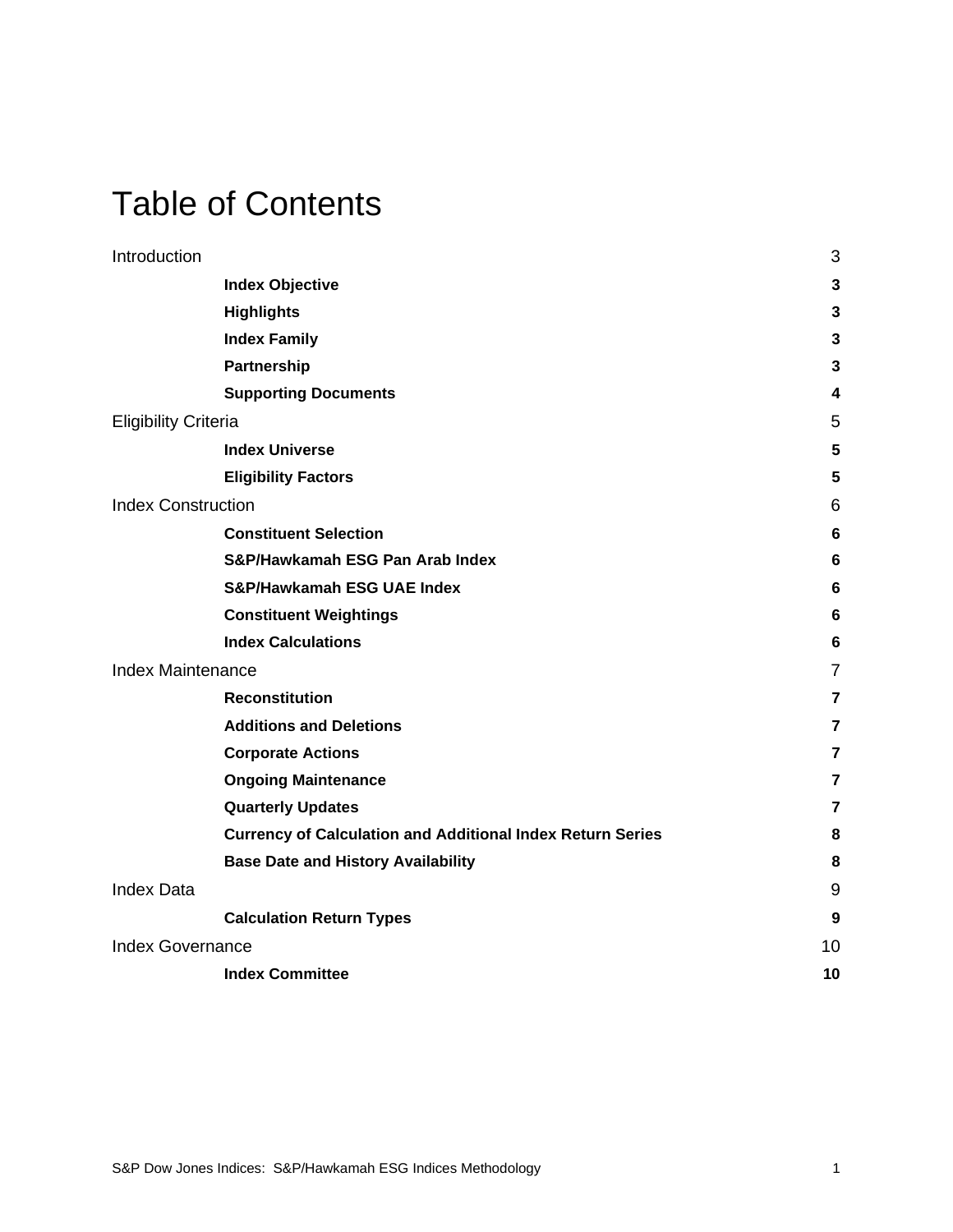# Table of Contents

| | |
|---|---|
| Introduction | 3 |
| **Index Objective** | **3** |
| **Highlights** | **3** |
| **Index Family** | **3** |
| **Partnership** | **3** |
| **Supporting Documents** | **4** |
| Eligibility Criteria | 5 |
| **Index Universe** | **5** |
| **Eligibility Factors** | **5** |
| Index Construction | 6 |
| **Constituent Selection** | **6** |
| **S&P/Hawkamah ESG Pan Arab Index** | **6** |
| **S&P/Hawkamah ESG UAE Index** | **6** |
| **Constituent Weightings** | **6** |
| **Index Calculations** | **6** |
| Index Maintenance | 7 |
| **Reconstitution** | **7** |
| **Additions and Deletions** | **7** |
| **Corporate Actions** | **7** |
| **Ongoing Maintenance** | **7** |
| **Quarterly Updates** | **7** |
| **Currency of Calculation and Additional Index Return Series** | **8** |
| **Base Date and History Availability** | **8** |
| Index Data | 9 |
| **Calculation Return Types** | **9** |
| Index Governance | 10 |
| **Index Committee** | **10** |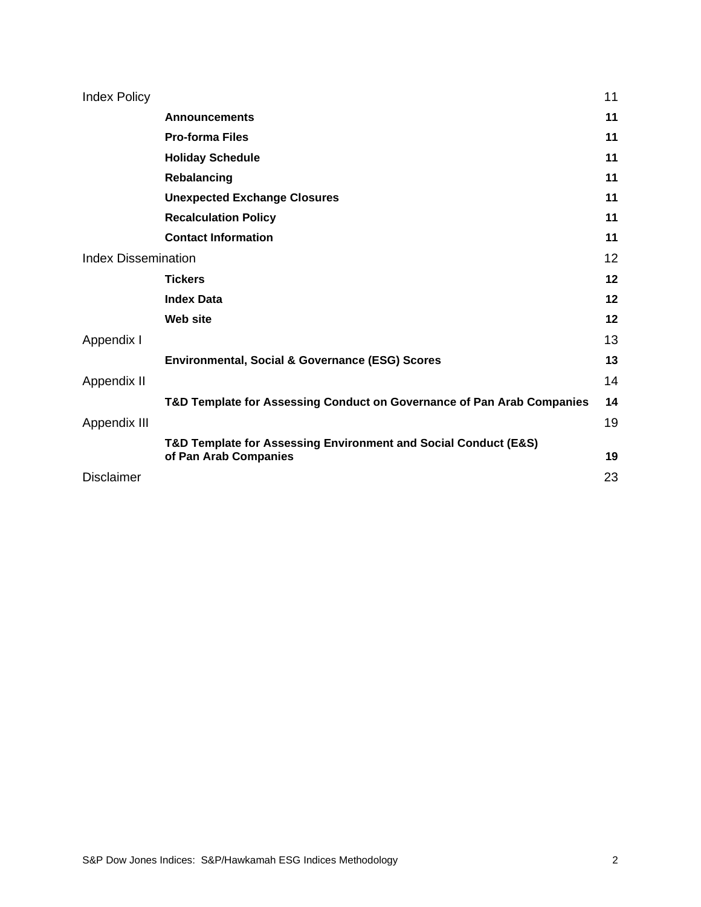| | |
|---|---|
| Index Policy | 11 |
| **Announcements** | **11** |
| **Pro-forma Files** | **11** |
| **Holiday Schedule** | **11** |
| **Rebalancing** | **11** |
| **Unexpected Exchange Closures** | **11** |
| **Recalculation Policy** | **11** |
| **Contact Information** | **11** |
| Index Dissemination | 12 |
| **Tickers** | **12** |
| **Index Data** | **12** |
| **Web site** | **12** |
| Appendix I | 13 |
| **Environmental, Social & Governance (ESG) Scores** | **13** |
| Appendix II | 14 |
| **T&D Template for Assessing Conduct on Governance of Pan Arab Companies** | **14** |
| Appendix III | 19 |
| **T&D Template for Assessing Environment and Social Conduct (E&S) of Pan Arab Companies** | **19** |
| Disclaimer | 23 |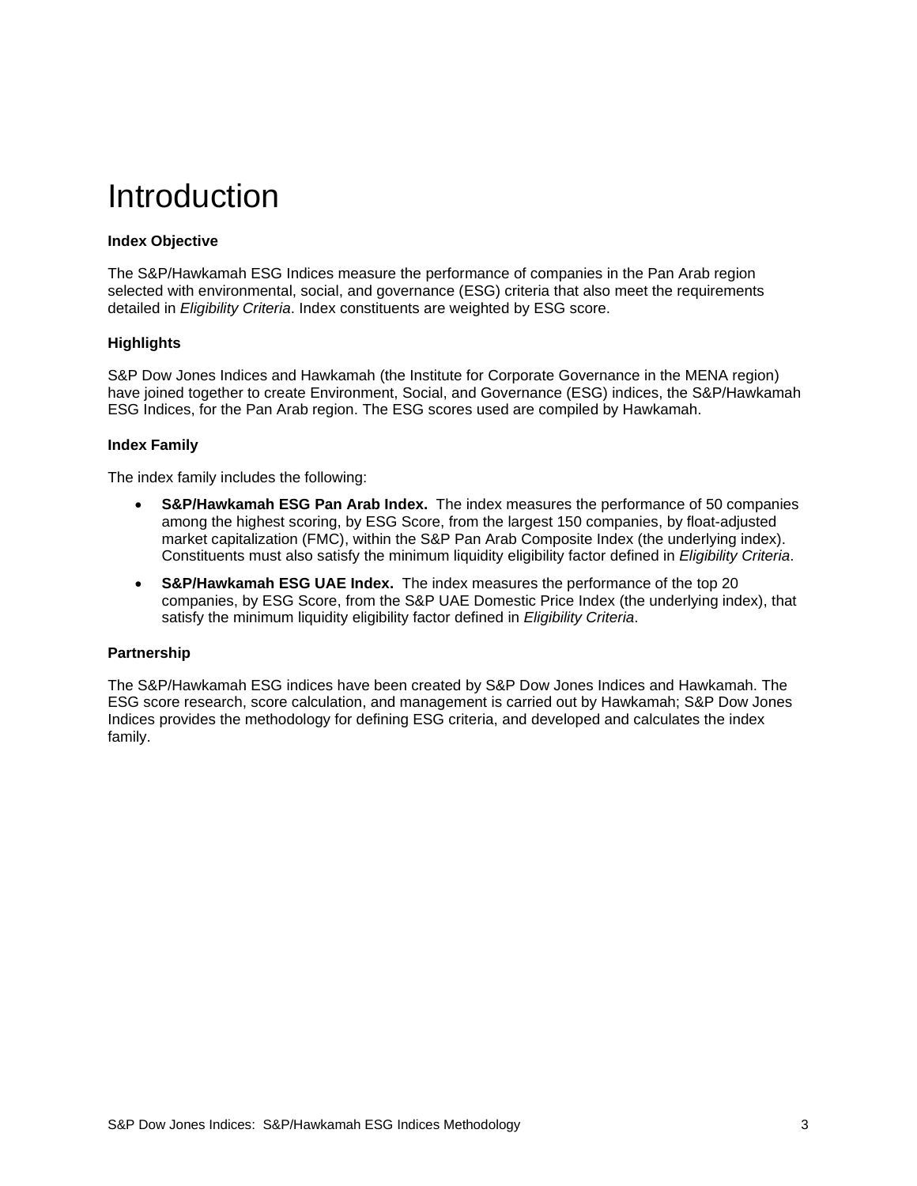# Introduction

### Index Objective

The S&P/Hawkamah ESG Indices measure the performance of companies in the Pan Arab region selected with environmental, social, and governance (ESG) criteria that also meet the requirements detailed in *Eligibility Criteria*. Index constituents are weighted by ESG score.

### Highlights

S&P Dow Jones Indices and Hawkamah (the Institute for Corporate Governance in the MENA region) have joined together to create Environment, Social, and Governance (ESG) indices, the S&P/Hawkamah ESG Indices, for the Pan Arab region. The ESG scores used are compiled by Hawkamah.

### Index Family

The index family includes the following:

- **S&P/Hawkamah ESG Pan Arab Index.** The index measures the performance of 50 companies among the highest scoring, by ESG Score, from the largest 150 companies, by float-adjusted market capitalization (FMC), within the S&P Pan Arab Composite Index (the underlying index). Constituents must also satisfy the minimum liquidity eligibility factor defined in *Eligibility Criteria*.
- **S&P/Hawkamah ESG UAE Index.** The index measures the performance of the top 20 companies, by ESG Score, from the S&P UAE Domestic Price Index (the underlying index), that satisfy the minimum liquidity eligibility factor defined in *Eligibility Criteria*.

### Partnership

The S&P/Hawkamah ESG indices have been created by S&P Dow Jones Indices and Hawkamah. The ESG score research, score calculation, and management is carried out by Hawkamah; S&P Dow Jones Indices provides the methodology for defining ESG criteria, and developed and calculates the index family.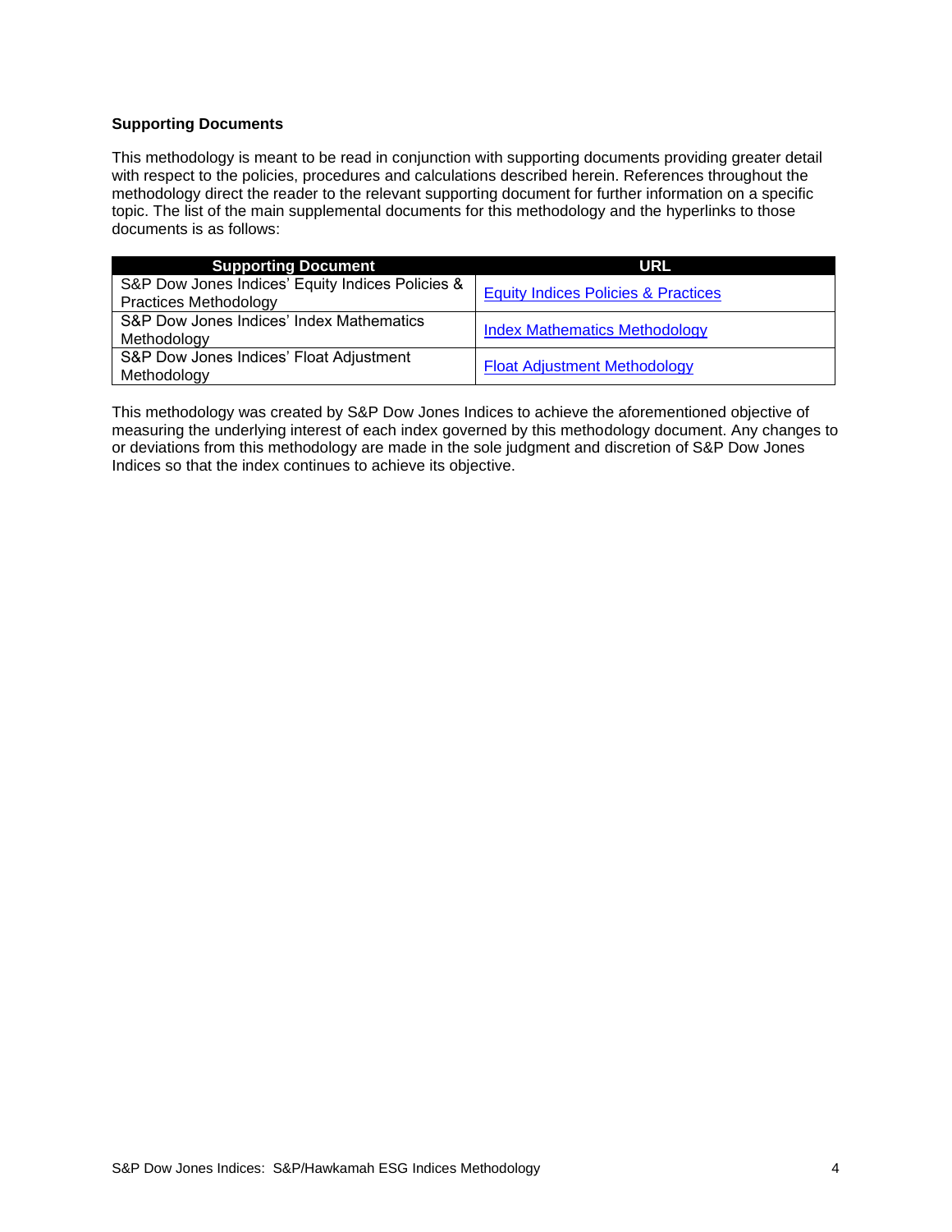**Supporting Documents**

This methodology is meant to be read in conjunction with supporting documents providing greater detail with respect to the policies, procedures and calculations described herein. References throughout the methodology direct the reader to the relevant supporting document for further information on a specific topic. The list of the main supplemental documents for this methodology and the hyperlinks to those documents is as follows:

| Supporting Document | URL |
|---|---|
| S&P Dow Jones Indices' Equity Indices Policies & Practices Methodology | Equity Indices Policies & Practices |
| S&P Dow Jones Indices' Index Mathematics Methodology | Index Mathematics Methodology |
| S&P Dow Jones Indices' Float Adjustment Methodology | Float Adjustment Methodology |

This methodology was created by S&P Dow Jones Indices to achieve the aforementioned objective of measuring the underlying interest of each index governed by this methodology document. Any changes to or deviations from this methodology are made in the sole judgment and discretion of S&P Dow Jones Indices so that the index continues to achieve its objective.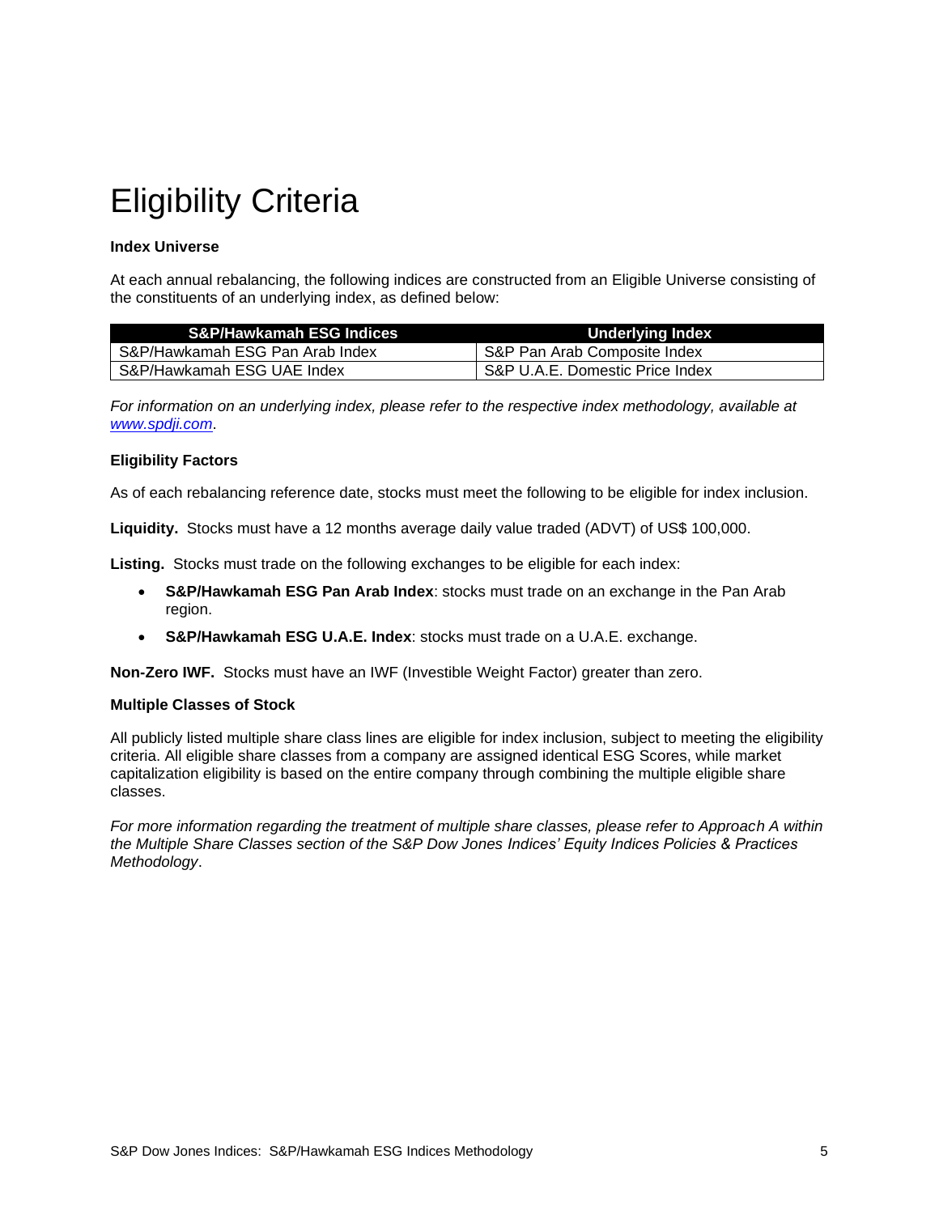# Eligibility Criteria

### Index Universe

At each annual rebalancing, the following indices are constructed from an Eligible Universe consisting of the constituents of an underlying index, as defined below:

| S&P/Hawkamah ESG Indices | Underlying Index |
|---|---|
| S&P/Hawkamah ESG Pan Arab Index | S&P Pan Arab Composite Index |
| S&P/Hawkamah ESG UAE Index | S&P U.A.E. Domestic Price Index |

*For information on an underlying index, please refer to the respective index methodology, available at [www.spdji.com](http://www.spdji.com).*

### Eligibility Factors

As of each rebalancing reference date, stocks must meet the following to be eligible for index inclusion.

**Liquidity.** Stocks must have a 12 months average daily value traded (ADVT) of US$ 100,000.

**Listing.** Stocks must trade on the following exchanges to be eligible for each index:

- **S&P/Hawkamah ESG Pan Arab Index**: stocks must trade on an exchange in the Pan Arab region.
- **S&P/Hawkamah ESG U.A.E. Index**: stocks must trade on a U.A.E. exchange.

**Non-Zero IWF.** Stocks must have an IWF (Investible Weight Factor) greater than zero.

### Multiple Classes of Stock

All publicly listed multiple share class lines are eligible for index inclusion, subject to meeting the eligibility criteria. All eligible share classes from a company are assigned identical ESG Scores, while market capitalization eligibility is based on the entire company through combining the multiple eligible share classes.

*For more information regarding the treatment of multiple share classes, please refer to Approach A within the Multiple Share Classes section of the S&P Dow Jones Indices' Equity Indices Policies & Practices Methodology*.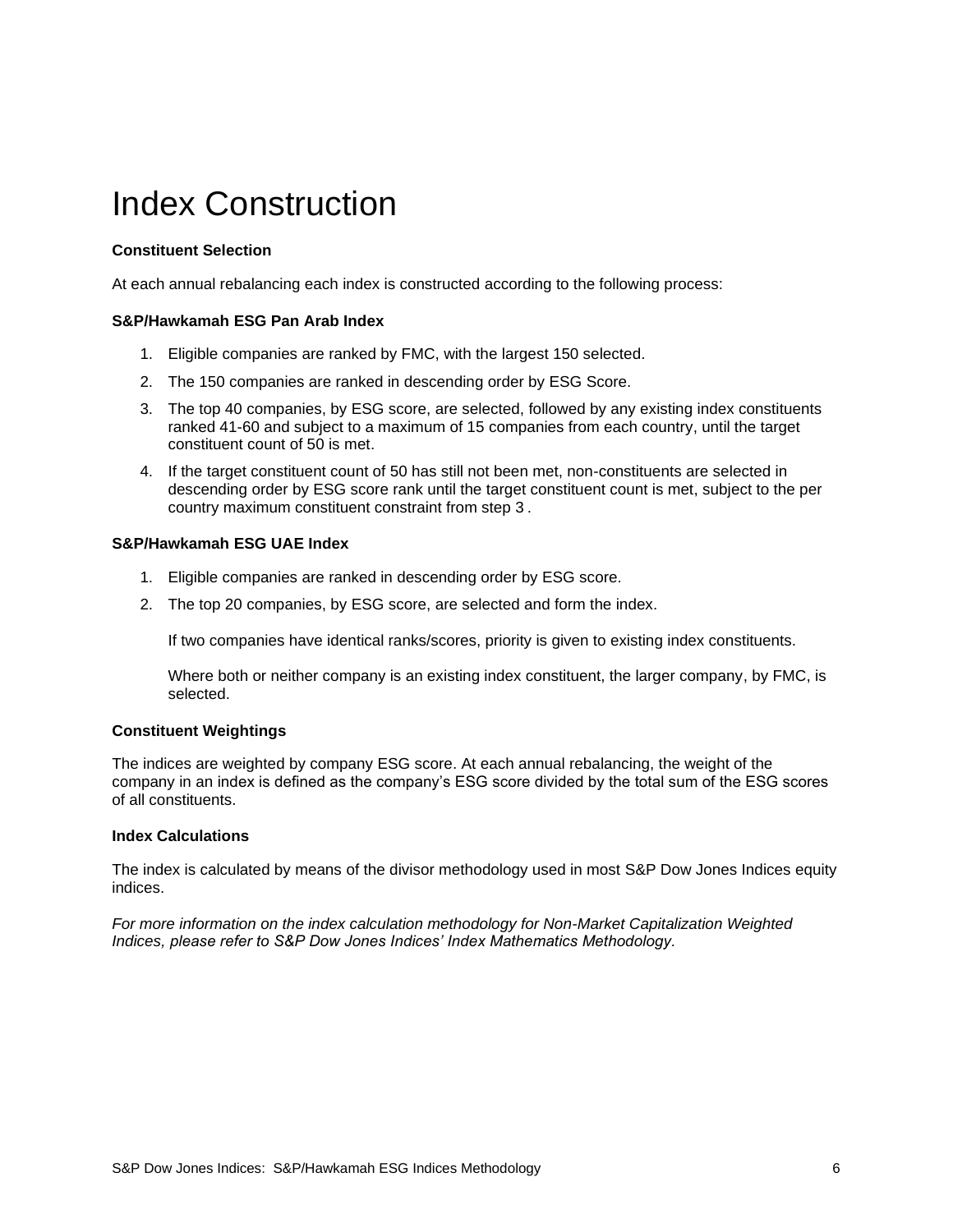# Index Construction

**Constituent Selection**

At each annual rebalancing each index is constructed according to the following process:

**S&P/Hawkamah ESG Pan Arab Index**

1. Eligible companies are ranked by FMC, with the largest 150 selected.
2. The 150 companies are ranked in descending order by ESG Score.
3. The top 40 companies, by ESG score, are selected, followed by any existing index constituents ranked 41-60 and subject to a maximum of 15 companies from each country, until the target constituent count of 50 is met.
4. If the target constituent count of 50 has still not been met, non-constituents are selected in descending order by ESG score rank until the target constituent count is met, subject to the per country maximum constituent constraint from step 3 .

**S&P/Hawkamah ESG UAE Index**

1. Eligible companies are ranked in descending order by ESG score.
2. The top 20 companies, by ESG score, are selected and form the index.

   If two companies have identical ranks/scores, priority is given to existing index constituents.

   Where both or neither company is an existing index constituent, the larger company, by FMC, is selected.

**Constituent Weightings**

The indices are weighted by company ESG score. At each annual rebalancing, the weight of the company in an index is defined as the company's ESG score divided by the total sum of the ESG scores of all constituents.

**Index Calculations**

The index is calculated by means of the divisor methodology used in most S&P Dow Jones Indices equity indices.

*For more information on the index calculation methodology for Non-Market Capitalization Weighted Indices, please refer to S&P Dow Jones Indices' Index Mathematics Methodology.*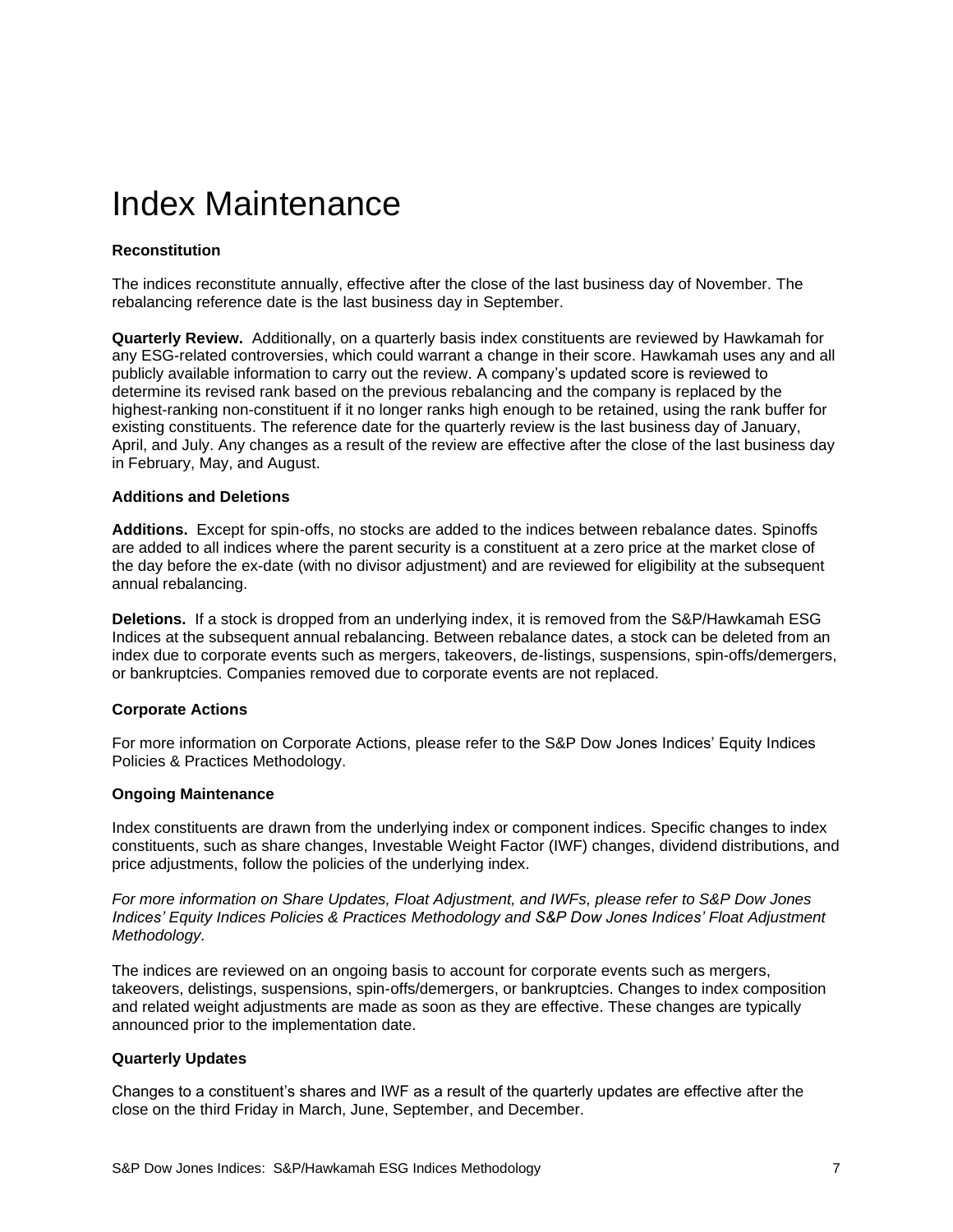# Index Maintenance

### Reconstitution

The indices reconstitute annually, effective after the close of the last business day of November. The rebalancing reference date is the last business day in September.

**Quarterly Review.** Additionally, on a quarterly basis index constituents are reviewed by Hawkamah for any ESG-related controversies, which could warrant a change in their score. Hawkamah uses any and all publicly available information to carry out the review. A company's updated score is reviewed to determine its revised rank based on the previous rebalancing and the company is replaced by the highest-ranking non-constituent if it no longer ranks high enough to be retained, using the rank buffer for existing constituents. The reference date for the quarterly review is the last business day of January, April, and July. Any changes as a result of the review are effective after the close of the last business day in February, May, and August.

### Additions and Deletions

**Additions.** Except for spin-offs, no stocks are added to the indices between rebalance dates. Spinoffs are added to all indices where the parent security is a constituent at a zero price at the market close of the day before the ex-date (with no divisor adjustment) and are reviewed for eligibility at the subsequent annual rebalancing.

**Deletions.** If a stock is dropped from an underlying index, it is removed from the S&P/Hawkamah ESG Indices at the subsequent annual rebalancing. Between rebalance dates, a stock can be deleted from an index due to corporate events such as mergers, takeovers, de-listings, suspensions, spin-offs/demergers, or bankruptcies. Companies removed due to corporate events are not replaced.

### Corporate Actions

For more information on Corporate Actions, please refer to the S&P Dow Jones Indices' Equity Indices Policies & Practices Methodology.

### Ongoing Maintenance

Index constituents are drawn from the underlying index or component indices. Specific changes to index constituents, such as share changes, Investable Weight Factor (IWF) changes, dividend distributions, and price adjustments, follow the policies of the underlying index.

*For more information on Share Updates, Float Adjustment, and IWFs, please refer to S&P Dow Jones Indices' Equity Indices Policies & Practices Methodology and S&P Dow Jones Indices' Float Adjustment Methodology.*

The indices are reviewed on an ongoing basis to account for corporate events such as mergers, takeovers, delistings, suspensions, spin-offs/demergers, or bankruptcies. Changes to index composition and related weight adjustments are made as soon as they are effective. These changes are typically announced prior to the implementation date.

### Quarterly Updates

Changes to a constituent's shares and IWF as a result of the quarterly updates are effective after the close on the third Friday in March, June, September, and December.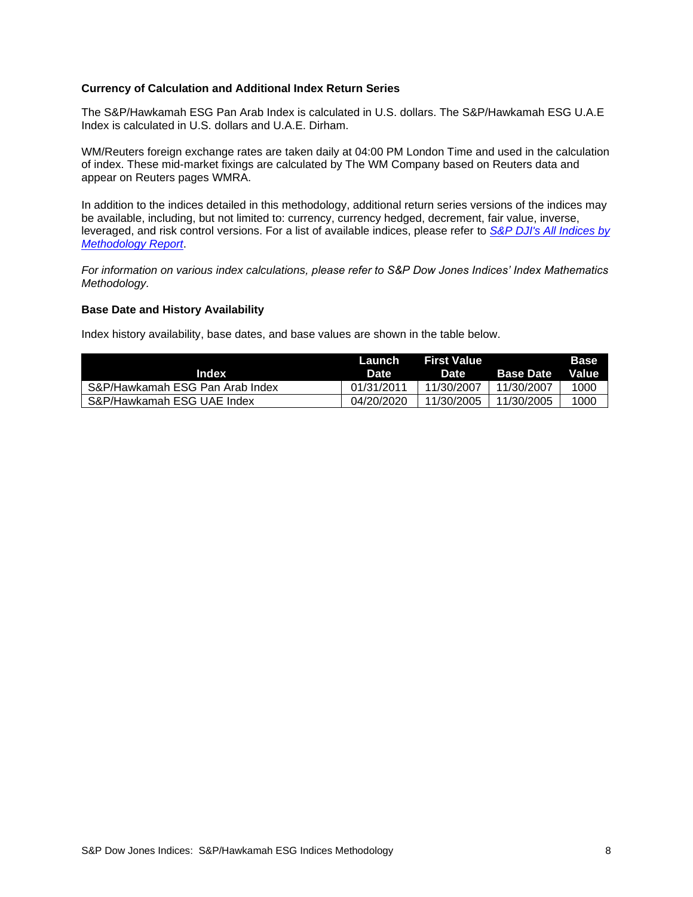### Currency of Calculation and Additional Index Return Series

The S&P/Hawkamah ESG Pan Arab Index is calculated in U.S. dollars. The S&P/Hawkamah ESG U.A.E Index is calculated in U.S. dollars and U.A.E. Dirham.

WM/Reuters foreign exchange rates are taken daily at 04:00 PM London Time and used in the calculation of index. These mid-market fixings are calculated by The WM Company based on Reuters data and appear on Reuters pages WMRA.

In addition to the indices detailed in this methodology, additional return series versions of the indices may be available, including, but not limited to: currency, currency hedged, decrement, fair value, inverse, leveraged, and risk control versions. For a list of available indices, please refer to *S&P DJI's All Indices by Methodology Report*.

*For information on various index calculations, please refer to S&P Dow Jones Indices' Index Mathematics Methodology.*

### Base Date and History Availability

Index history availability, base dates, and base values are shown in the table below.

| Index | Launch Date | First Value Date | Base Date | Base Value |
|---|---|---|---|---|
| S&P/Hawkamah ESG Pan Arab Index | 01/31/2011 | 11/30/2007 | 11/30/2007 | 1000 |
| S&P/Hawkamah ESG UAE Index | 04/20/2020 | 11/30/2005 | 11/30/2005 | 1000 |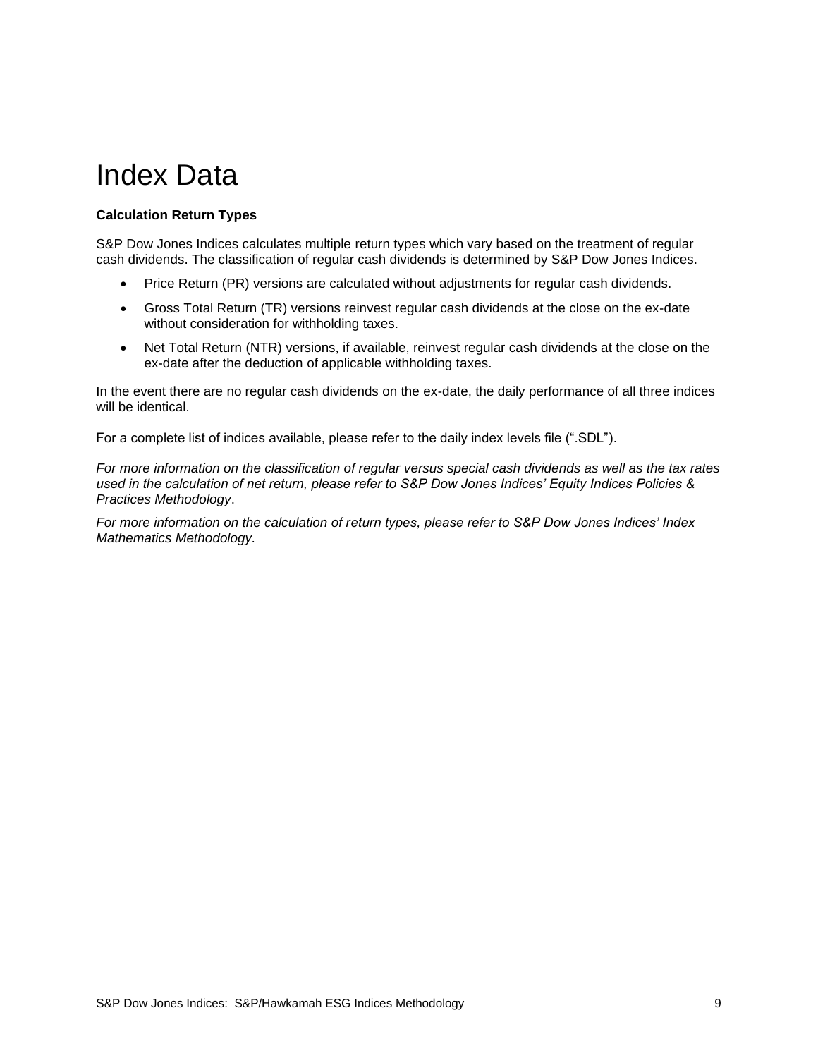# Index Data

**Calculation Return Types**

S&P Dow Jones Indices calculates multiple return types which vary based on the treatment of regular cash dividends. The classification of regular cash dividends is determined by S&P Dow Jones Indices.

- Price Return (PR) versions are calculated without adjustments for regular cash dividends.
- Gross Total Return (TR) versions reinvest regular cash dividends at the close on the ex-date without consideration for withholding taxes.
- Net Total Return (NTR) versions, if available, reinvest regular cash dividends at the close on the ex-date after the deduction of applicable withholding taxes.

In the event there are no regular cash dividends on the ex-date, the daily performance of all three indices will be identical.

For a complete list of indices available, please refer to the daily index levels file (".SDL").

*For more information on the classification of regular versus special cash dividends as well as the tax rates used in the calculation of net return, please refer to S&P Dow Jones Indices' Equity Indices Policies & Practices Methodology*.

*For more information on the calculation of return types, please refer to S&P Dow Jones Indices' Index Mathematics Methodology.*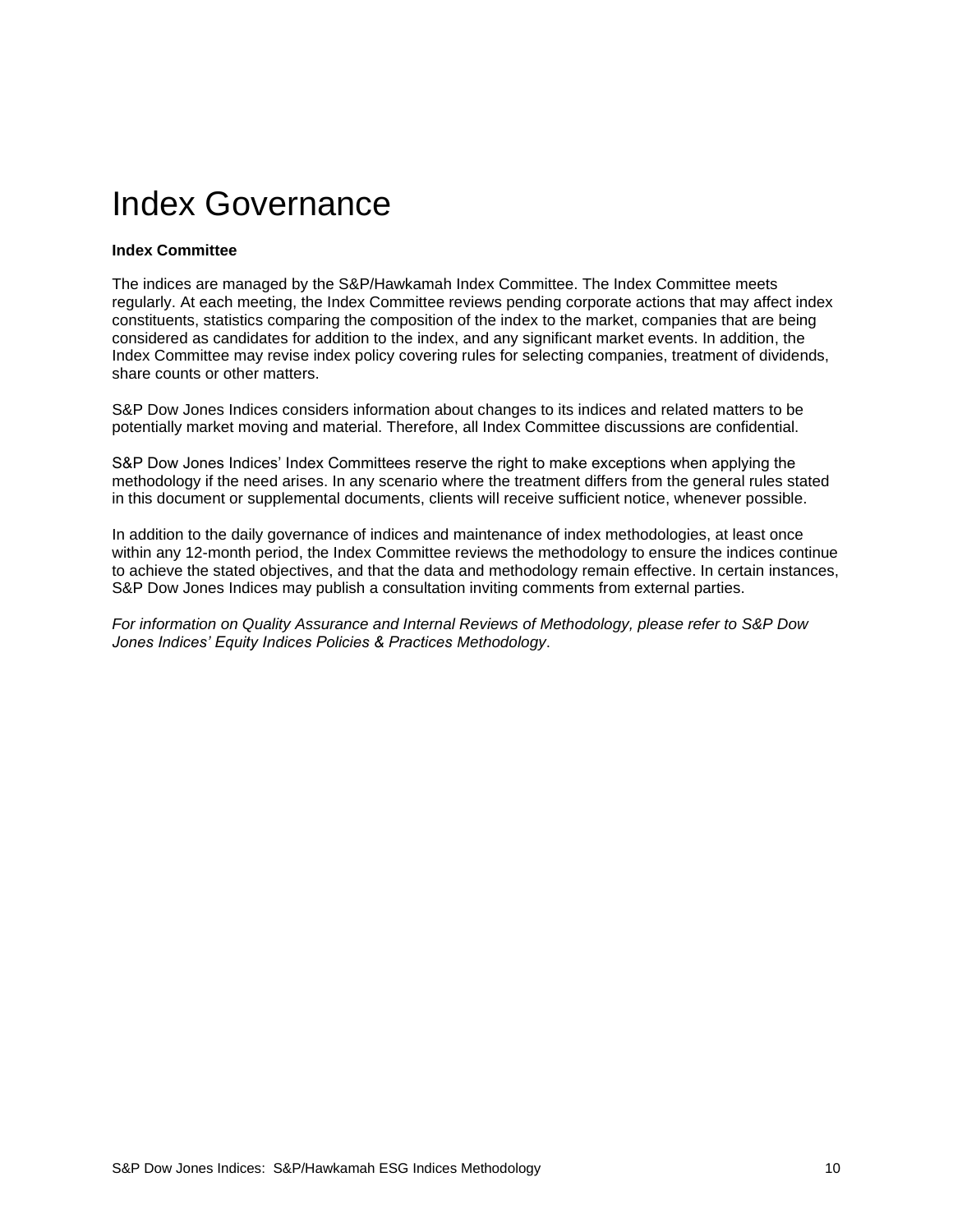# Index Governance

**Index Committee**

The indices are managed by the S&P/Hawkamah Index Committee. The Index Committee meets regularly. At each meeting, the Index Committee reviews pending corporate actions that may affect index constituents, statistics comparing the composition of the index to the market, companies that are being considered as candidates for addition to the index, and any significant market events. In addition, the Index Committee may revise index policy covering rules for selecting companies, treatment of dividends, share counts or other matters.

S&P Dow Jones Indices considers information about changes to its indices and related matters to be potentially market moving and material. Therefore, all Index Committee discussions are confidential.

S&P Dow Jones Indices' Index Committees reserve the right to make exceptions when applying the methodology if the need arises. In any scenario where the treatment differs from the general rules stated in this document or supplemental documents, clients will receive sufficient notice, whenever possible.

In addition to the daily governance of indices and maintenance of index methodologies, at least once within any 12-month period, the Index Committee reviews the methodology to ensure the indices continue to achieve the stated objectives, and that the data and methodology remain effective. In certain instances, S&P Dow Jones Indices may publish a consultation inviting comments from external parties.

*For information on Quality Assurance and Internal Reviews of Methodology, please refer to S&P Dow Jones Indices' Equity Indices Policies & Practices Methodology*.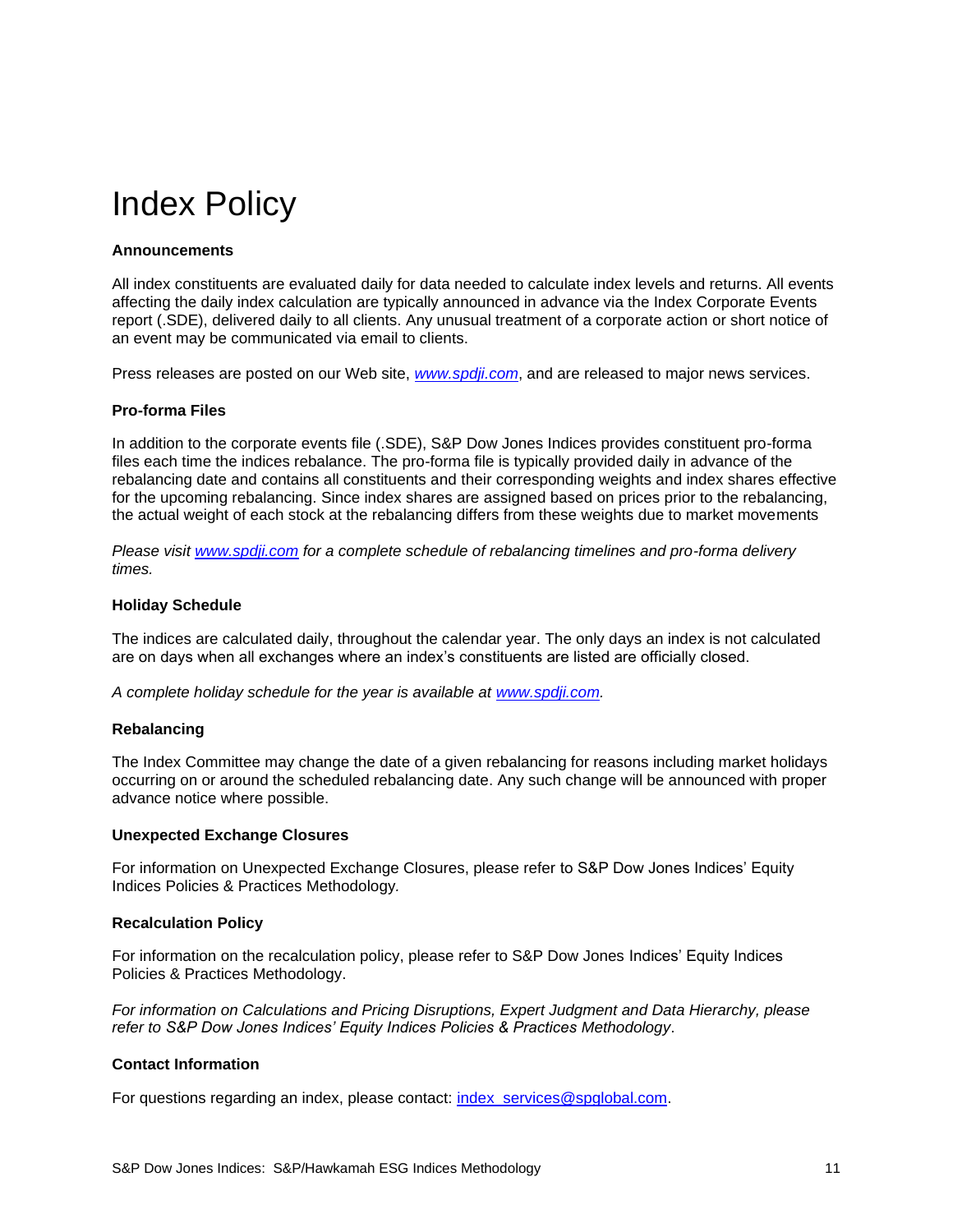# Index Policy

**Announcements**

All index constituents are evaluated daily for data needed to calculate index levels and returns. All events affecting the daily index calculation are typically announced in advance via the Index Corporate Events report (.SDE), delivered daily to all clients. Any unusual treatment of a corporate action or short notice of an event may be communicated via email to clients.

Press releases are posted on our Web site, *www.spdji.com*, and are released to major news services.

**Pro-forma Files**

In addition to the corporate events file (.SDE), S&P Dow Jones Indices provides constituent pro-forma files each time the indices rebalance. The pro-forma file is typically provided daily in advance of the rebalancing date and contains all constituents and their corresponding weights and index shares effective for the upcoming rebalancing. Since index shares are assigned based on prices prior to the rebalancing, the actual weight of each stock at the rebalancing differs from these weights due to market movements

*Please visit www.spdji.com for a complete schedule of rebalancing timelines and pro-forma delivery times.*

**Holiday Schedule**

The indices are calculated daily, throughout the calendar year. The only days an index is not calculated are on days when all exchanges where an index's constituents are listed are officially closed.

*A complete holiday schedule for the year is available at www.spdji.com.*

**Rebalancing**

The Index Committee may change the date of a given rebalancing for reasons including market holidays occurring on or around the scheduled rebalancing date. Any such change will be announced with proper advance notice where possible.

**Unexpected Exchange Closures**

For information on Unexpected Exchange Closures, please refer to S&P Dow Jones Indices' Equity Indices Policies & Practices Methodology.

**Recalculation Policy**

For information on the recalculation policy, please refer to S&P Dow Jones Indices' Equity Indices Policies & Practices Methodology.

*For information on Calculations and Pricing Disruptions, Expert Judgment and Data Hierarchy, please refer to S&P Dow Jones Indices' Equity Indices Policies & Practices Methodology.*

**Contact Information**

For questions regarding an index, please contact: index_services@spglobal.com.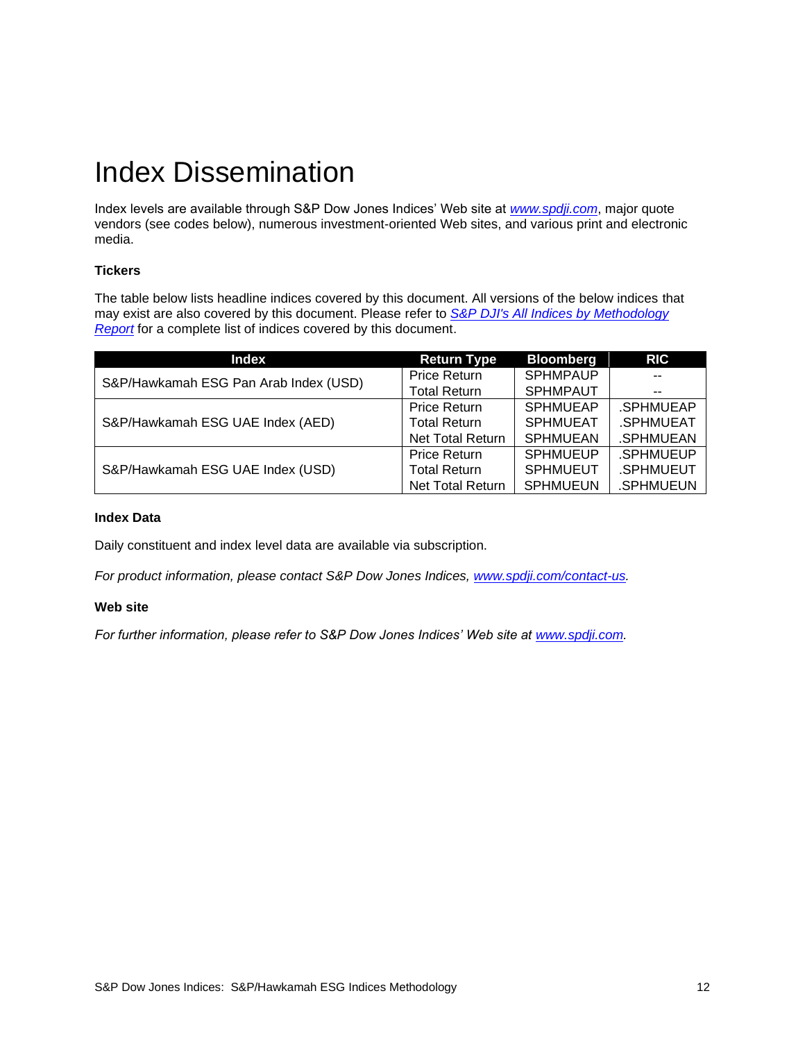# Index Dissemination

Index levels are available through S&P Dow Jones Indices' Web site at *[www.spdji.com](http://www.spdji.com)*, major quote vendors (see codes below), numerous investment-oriented Web sites, and various print and electronic media.

### Tickers

The table below lists headline indices covered by this document. All versions of the below indices that may exist are also covered by this document. Please refer to *S&P DJI's All Indices by Methodology Report* for a complete list of indices covered by this document.

| Index | Return Type | Bloomberg | RIC |
|---|---|---|---|
| S&P/Hawkamah ESG Pan Arab Index (USD) | Price Return | SPHMPAUP | -- |
| | Total Return | SPHMPAUT | -- |
| S&P/Hawkamah ESG UAE Index (AED) | Price Return | SPHMUEAP | .SPHMUEAP |
| | Total Return | SPHMUEAT | .SPHMUEAT |
| | Net Total Return | SPHMUEAN | .SPHMUEAN |
| S&P/Hawkamah ESG UAE Index (USD) | Price Return | SPHMUEUP | .SPHMUEUP |
| | Total Return | SPHMUEUT | .SPHMUEUT |
| | Net Total Return | SPHMUEUN | .SPHMUEUN |

### Index Data

Daily constituent and index level data are available via subscription.

*For product information, please contact S&P Dow Jones Indices, [www.spdji.com/contact-us](http://www.spdji.com/contact-us).*

### Web site

*For further information, please refer to S&P Dow Jones Indices' Web site at [www.spdji.com](http://www.spdji.com).*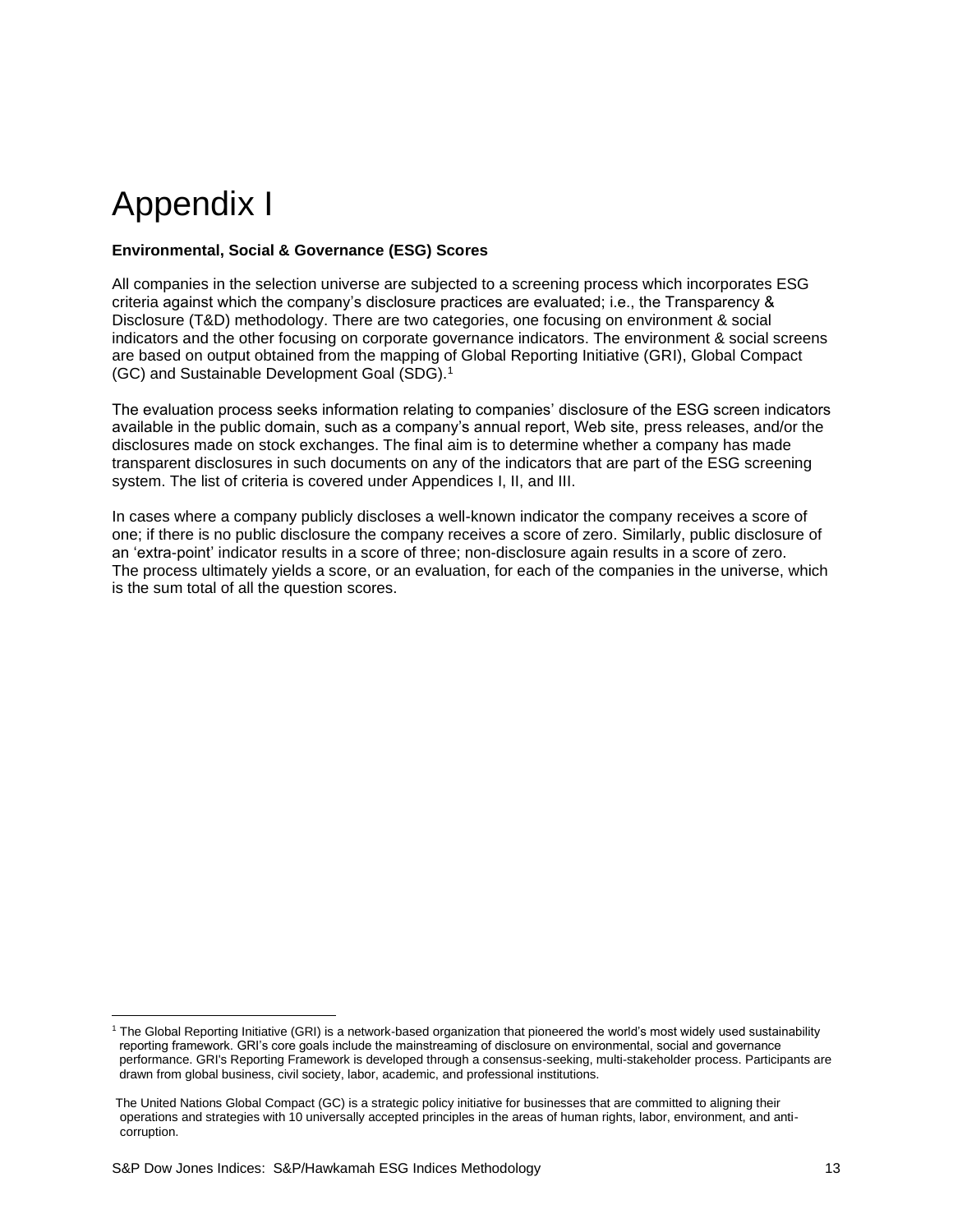# Appendix I

**Environmental, Social & Governance (ESG) Scores**

All companies in the selection universe are subjected to a screening process which incorporates ESG criteria against which the company's disclosure practices are evaluated; i.e., the Transparency & Disclosure (T&D) methodology. There are two categories, one focusing on environment & social indicators and the other focusing on corporate governance indicators. The environment & social screens are based on output obtained from the mapping of Global Reporting Initiative (GRI), Global Compact (GC) and Sustainable Development Goal (SDG).[1]

The evaluation process seeks information relating to companies' disclosure of the ESG screen indicators available in the public domain, such as a company's annual report, Web site, press releases, and/or the disclosures made on stock exchanges. The final aim is to determine whether a company has made transparent disclosures in such documents on any of the indicators that are part of the ESG screening system. The list of criteria is covered under Appendices I, II, and III.

In cases where a company publicly discloses a well-known indicator the company receives a score of one; if there is no public disclosure the company receives a score of zero. Similarly, public disclosure of an 'extra-point' indicator results in a score of three; non-disclosure again results in a score of zero. The process ultimately yields a score, or an evaluation, for each of the companies in the universe, which is the sum total of all the question scores.

---

[1] The Global Reporting Initiative (GRI) is a network-based organization that pioneered the world's most widely used sustainability reporting framework. GRI's core goals include the mainstreaming of disclosure on environmental, social and governance performance. GRI's Reporting Framework is developed through a consensus-seeking, multi-stakeholder process. Participants are drawn from global business, civil society, labor, academic, and professional institutions.

The United Nations Global Compact (GC) is a strategic policy initiative for businesses that are committed to aligning their operations and strategies with 10 universally accepted principles in the areas of human rights, labor, environment, and anti-corruption.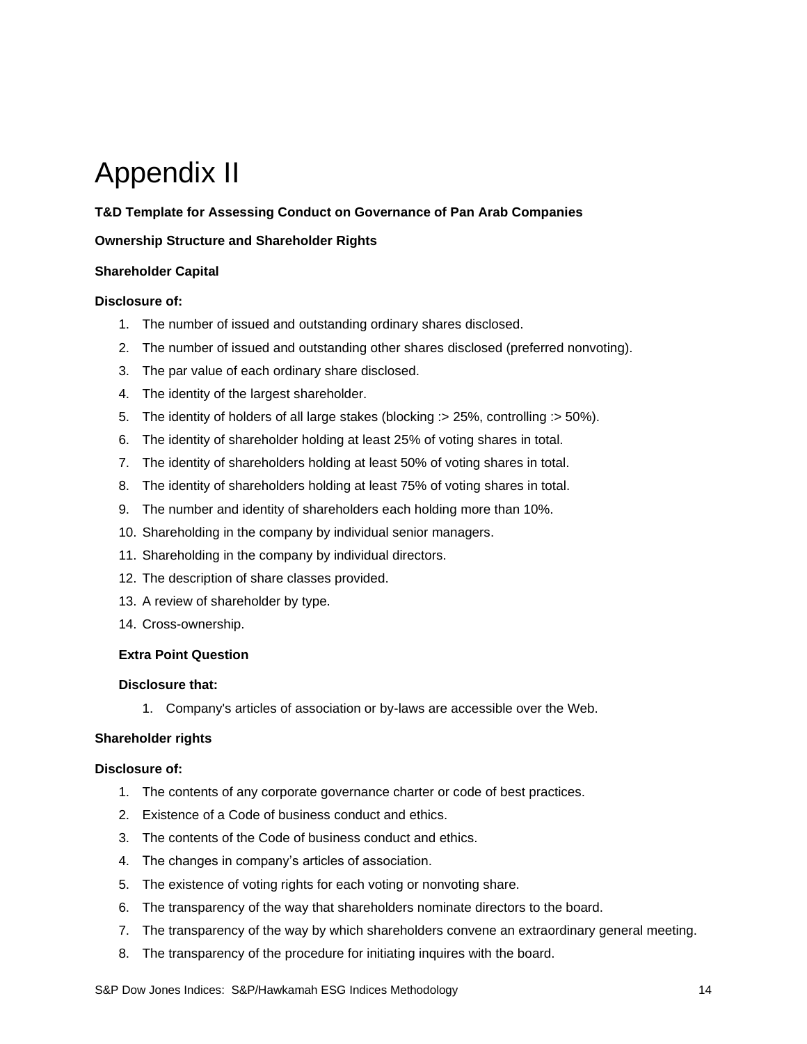# Appendix II

**T&D Template for Assessing Conduct on Governance of Pan Arab Companies**

**Ownership Structure and Shareholder Rights**

**Shareholder Capital**

**Disclosure of:**

1. The number of issued and outstanding ordinary shares disclosed.
2. The number of issued and outstanding other shares disclosed (preferred nonvoting).
3. The par value of each ordinary share disclosed.
4. The identity of the largest shareholder.
5. The identity of holders of all large stakes (blocking :> 25%, controlling :> 50%).
6. The identity of shareholder holding at least 25% of voting shares in total.
7. The identity of shareholders holding at least 50% of voting shares in total.
8. The identity of shareholders holding at least 75% of voting shares in total.
9. The number and identity of shareholders each holding more than 10%.
10. Shareholding in the company by individual senior managers.
11. Shareholding in the company by individual directors.
12. The description of share classes provided.
13. A review of shareholder by type.
14. Cross-ownership.

**Extra Point Question**

**Disclosure that:**

1. Company's articles of association or by-laws are accessible over the Web.

**Shareholder rights**

**Disclosure of:**

1. The contents of any corporate governance charter or code of best practices.
2. Existence of a Code of business conduct and ethics.
3. The contents of the Code of business conduct and ethics.
4. The changes in company's articles of association.
5. The existence of voting rights for each voting or nonvoting share.
6. The transparency of the way that shareholders nominate directors to the board.
7. The transparency of the way by which shareholders convene an extraordinary general meeting.
8. The transparency of the procedure for initiating inquires with the board.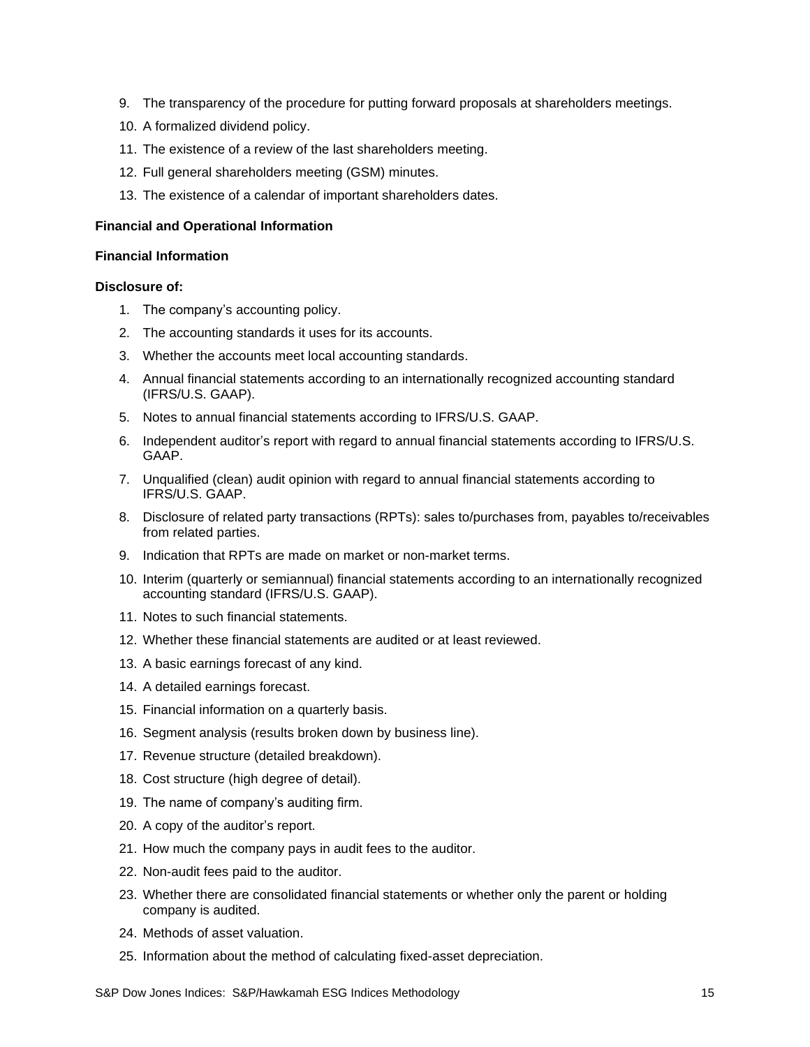9. The transparency of the procedure for putting forward proposals at shareholders meetings.
10. A formalized dividend policy.
11. The existence of a review of the last shareholders meeting.
12. Full general shareholders meeting (GSM) minutes.
13. The existence of a calendar of important shareholders dates.

**Financial and Operational Information**

**Financial Information**

**Disclosure of:**

1. The company's accounting policy.
2. The accounting standards it uses for its accounts.
3. Whether the accounts meet local accounting standards.
4. Annual financial statements according to an internationally recognized accounting standard (IFRS/U.S. GAAP).
5. Notes to annual financial statements according to IFRS/U.S. GAAP.
6. Independent auditor's report with regard to annual financial statements according to IFRS/U.S. GAAP.
7. Unqualified (clean) audit opinion with regard to annual financial statements according to IFRS/U.S. GAAP.
8. Disclosure of related party transactions (RPTs): sales to/purchases from, payables to/receivables from related parties.
9. Indication that RPTs are made on market or non-market terms.
10. Interim (quarterly or semiannual) financial statements according to an internationally recognized accounting standard (IFRS/U.S. GAAP).
11. Notes to such financial statements.
12. Whether these financial statements are audited or at least reviewed.
13. A basic earnings forecast of any kind.
14. A detailed earnings forecast.
15. Financial information on a quarterly basis.
16. Segment analysis (results broken down by business line).
17. Revenue structure (detailed breakdown).
18. Cost structure (high degree of detail).
19. The name of company's auditing firm.
20. A copy of the auditor's report.
21. How much the company pays in audit fees to the auditor.
22. Non-audit fees paid to the auditor.
23. Whether there are consolidated financial statements or whether only the parent or holding company is audited.
24. Methods of asset valuation.
25. Information about the method of calculating fixed-asset depreciation.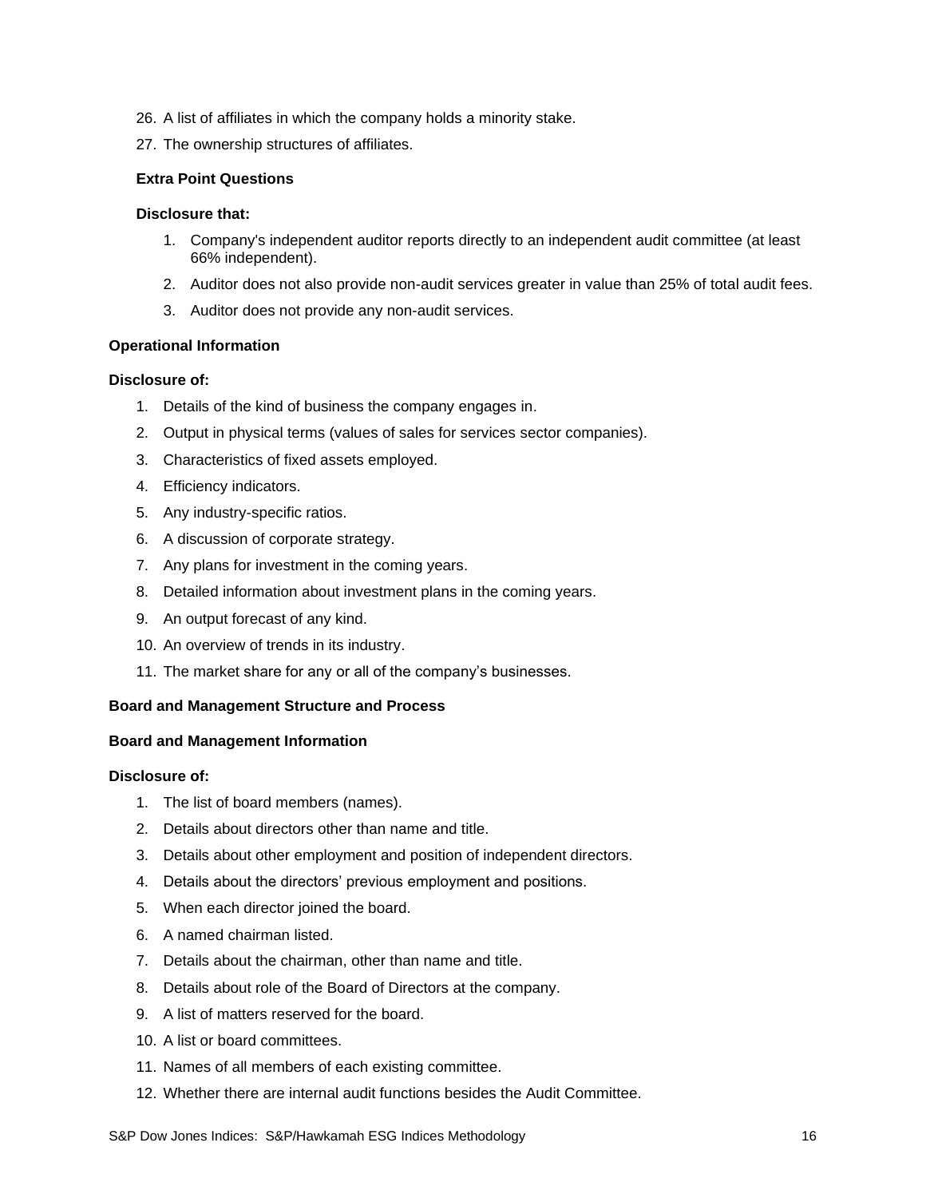26. A list of affiliates in which the company holds a minority stake.
27. The ownership structures of affiliates.

**Extra Point Questions**

**Disclosure that:**

1. Company's independent auditor reports directly to an independent audit committee (at least 66% independent).
2. Auditor does not also provide non-audit services greater in value than 25% of total audit fees.
3. Auditor does not provide any non-audit services.

**Operational Information**

**Disclosure of:**

1. Details of the kind of business the company engages in.
2. Output in physical terms (values of sales for services sector companies).
3. Characteristics of fixed assets employed.
4. Efficiency indicators.
5. Any industry-specific ratios.
6. A discussion of corporate strategy.
7. Any plans for investment in the coming years.
8. Detailed information about investment plans in the coming years.
9. An output forecast of any kind.
10. An overview of trends in its industry.
11. The market share for any or all of the company's businesses.

**Board and Management Structure and Process**

**Board and Management Information**

**Disclosure of:**

1. The list of board members (names).
2. Details about directors other than name and title.
3. Details about other employment and position of independent directors.
4. Details about the directors' previous employment and positions.
5. When each director joined the board.
6. A named chairman listed.
7. Details about the chairman, other than name and title.
8. Details about role of the Board of Directors at the company.
9. A list of matters reserved for the board.
10. A list or board committees.
11. Names of all members of each existing committee.
12. Whether there are internal audit functions besides the Audit Committee.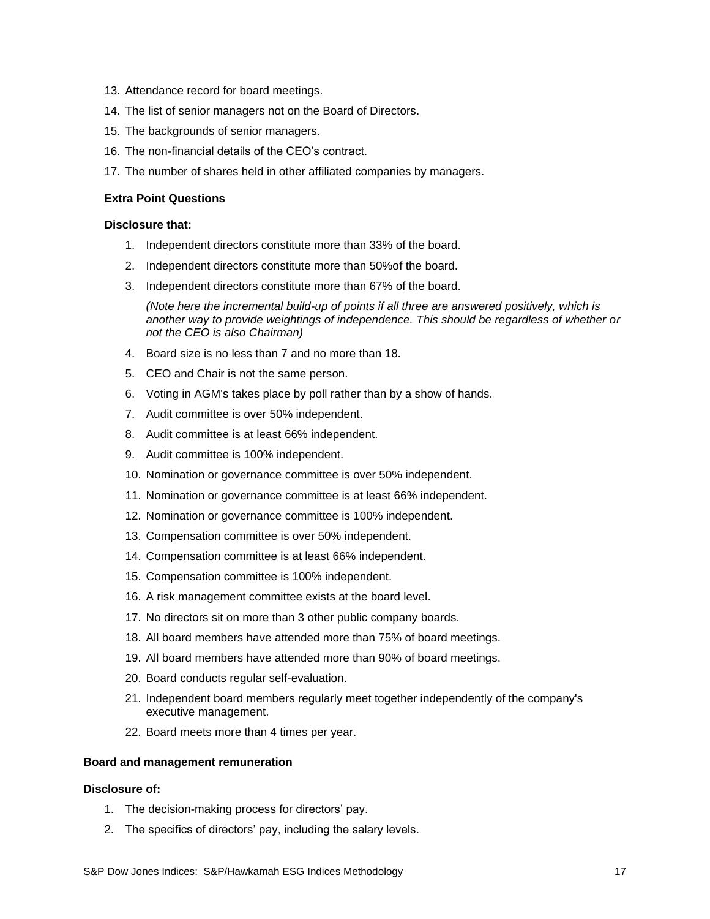13. Attendance record for board meetings.
14. The list of senior managers not on the Board of Directors.
15. The backgrounds of senior managers.
16. The non-financial details of the CEO's contract.
17. The number of shares held in other affiliated companies by managers.

**Extra Point Questions**

**Disclosure that:**

1. Independent directors constitute more than 33% of the board.
2. Independent directors constitute more than 50%of the board.
3. Independent directors constitute more than 67% of the board.

   *(Note here the incremental build-up of points if all three are answered positively, which is another way to provide weightings of independence. This should be regardless of whether or not the CEO is also Chairman)*

4. Board size is no less than 7 and no more than 18.
5. CEO and Chair is not the same person.
6. Voting in AGM's takes place by poll rather than by a show of hands.
7. Audit committee is over 50% independent.
8. Audit committee is at least 66% independent.
9. Audit committee is 100% independent.
10. Nomination or governance committee is over 50% independent.
11. Nomination or governance committee is at least 66% independent.
12. Nomination or governance committee is 100% independent.
13. Compensation committee is over 50% independent.
14. Compensation committee is at least 66% independent.
15. Compensation committee is 100% independent.
16. A risk management committee exists at the board level.
17. No directors sit on more than 3 other public company boards.
18. All board members have attended more than 75% of board meetings.
19. All board members have attended more than 90% of board meetings.
20. Board conducts regular self-evaluation.
21. Independent board members regularly meet together independently of the company's executive management.
22. Board meets more than 4 times per year.

**Board and management remuneration**

**Disclosure of:**

1. The decision-making process for directors' pay.
2. The specifics of directors' pay, including the salary levels.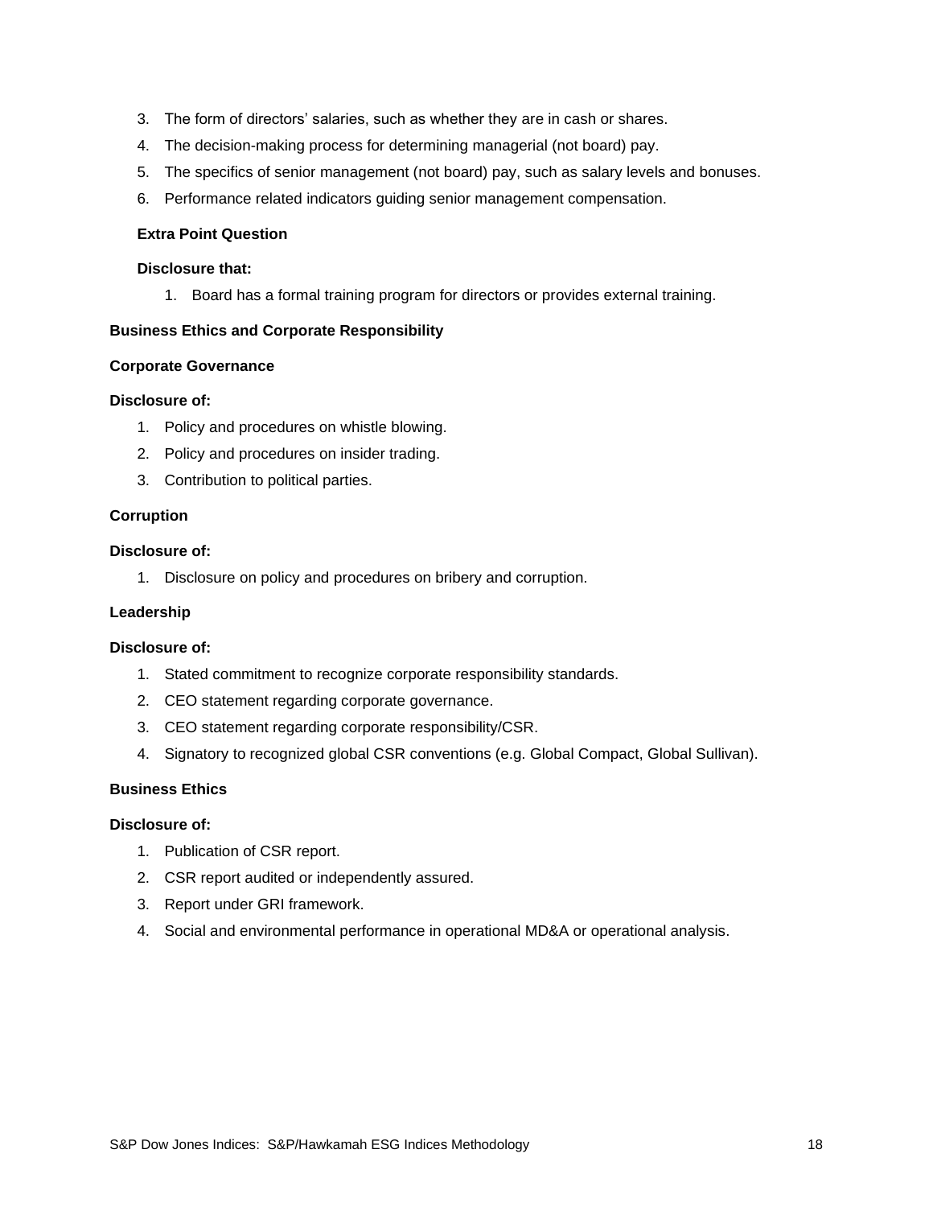3. The form of directors' salaries, such as whether they are in cash or shares.
4. The decision-making process for determining managerial (not board) pay.
5. The specifics of senior management (not board) pay, such as salary levels and bonuses.
6. Performance related indicators guiding senior management compensation.

**Extra Point Question**

**Disclosure that:**

1. Board has a formal training program for directors or provides external training.

**Business Ethics and Corporate Responsibility**

**Corporate Governance**

**Disclosure of:**

1. Policy and procedures on whistle blowing.
2. Policy and procedures on insider trading.
3. Contribution to political parties.

**Corruption**

**Disclosure of:**

1. Disclosure on policy and procedures on bribery and corruption.

**Leadership**

**Disclosure of:**

1. Stated commitment to recognize corporate responsibility standards.
2. CEO statement regarding corporate governance.
3. CEO statement regarding corporate responsibility/CSR.
4. Signatory to recognized global CSR conventions (e.g. Global Compact, Global Sullivan).

**Business Ethics**

**Disclosure of:**

1. Publication of CSR report.
2. CSR report audited or independently assured.
3. Report under GRI framework.
4. Social and environmental performance in operational MD&A or operational analysis.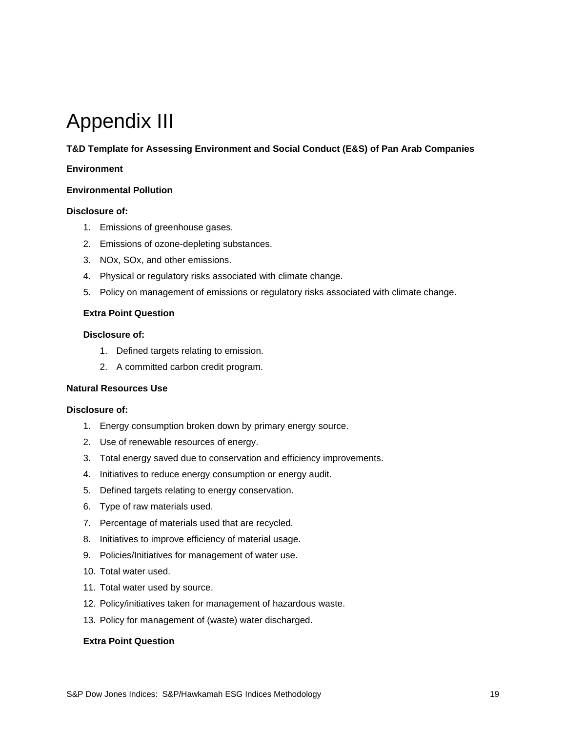# Appendix III

**T&D Template for Assessing Environment and Social Conduct (E&S) of Pan Arab Companies**

**Environment**

**Environmental Pollution**

**Disclosure of:**

1. Emissions of greenhouse gases.
2. Emissions of ozone-depleting substances.
3. NOx, SOx, and other emissions.
4. Physical or regulatory risks associated with climate change.
5. Policy on management of emissions or regulatory risks associated with climate change.

**Extra Point Question**

**Disclosure of:**

1. Defined targets relating to emission.
2. A committed carbon credit program.

**Natural Resources Use**

**Disclosure of:**

1. Energy consumption broken down by primary energy source.
2. Use of renewable resources of energy.
3. Total energy saved due to conservation and efficiency improvements.
4. Initiatives to reduce energy consumption or energy audit.
5. Defined targets relating to energy conservation.
6. Type of raw materials used.
7. Percentage of materials used that are recycled.
8. Initiatives to improve efficiency of material usage.
9. Policies/Initiatives for management of water use.
10. Total water used.
11. Total water used by source.
12. Policy/initiatives taken for management of hazardous waste.
13. Policy for management of (waste) water discharged.

**Extra Point Question**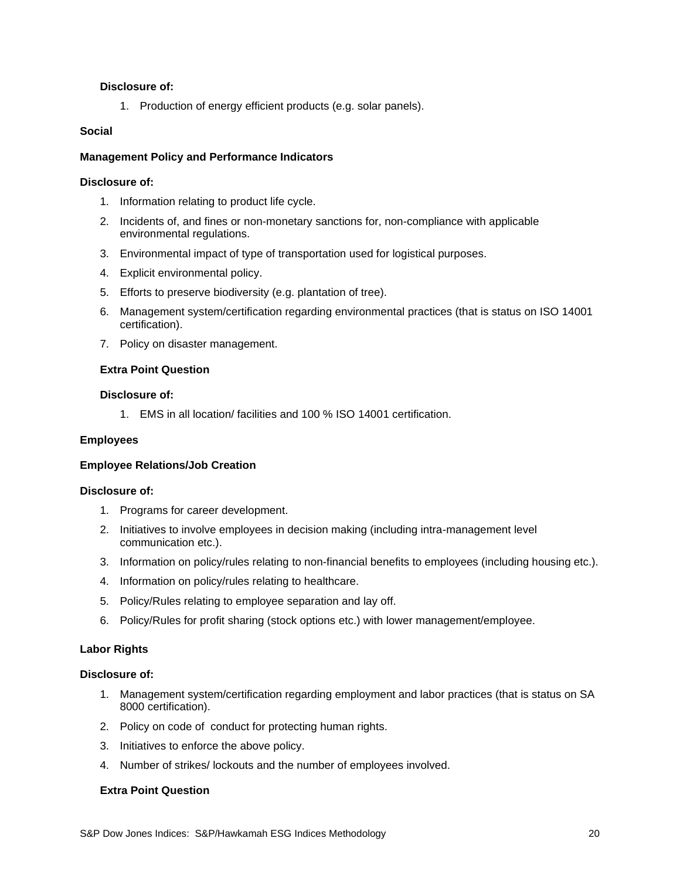**Disclosure of:**

1. Production of energy efficient products (e.g. solar panels).

**Social**

**Management Policy and Performance Indicators**

**Disclosure of:**

1. Information relating to product life cycle.
2. Incidents of, and fines or non-monetary sanctions for, non-compliance with applicable environmental regulations.
3. Environmental impact of type of transportation used for logistical purposes.
4. Explicit environmental policy.
5. Efforts to preserve biodiversity (e.g. plantation of tree).
6. Management system/certification regarding environmental practices (that is status on ISO 14001 certification).
7. Policy on disaster management.

**Extra Point Question**

**Disclosure of:**

1. EMS in all location/ facilities and 100 % ISO 14001 certification.

**Employees**

**Employee Relations/Job Creation**

**Disclosure of:**

1. Programs for career development.
2. Initiatives to involve employees in decision making (including intra-management level communication etc.).
3. Information on policy/rules relating to non-financial benefits to employees (including housing etc.).
4. Information on policy/rules relating to healthcare.
5. Policy/Rules relating to employee separation and lay off.
6. Policy/Rules for profit sharing (stock options etc.) with lower management/employee.

**Labor Rights**

**Disclosure of:**

1. Management system/certification regarding employment and labor practices (that is status on SA 8000 certification).
2. Policy on code of conduct for protecting human rights.
3. Initiatives to enforce the above policy.
4. Number of strikes/ lockouts and the number of employees involved.

**Extra Point Question**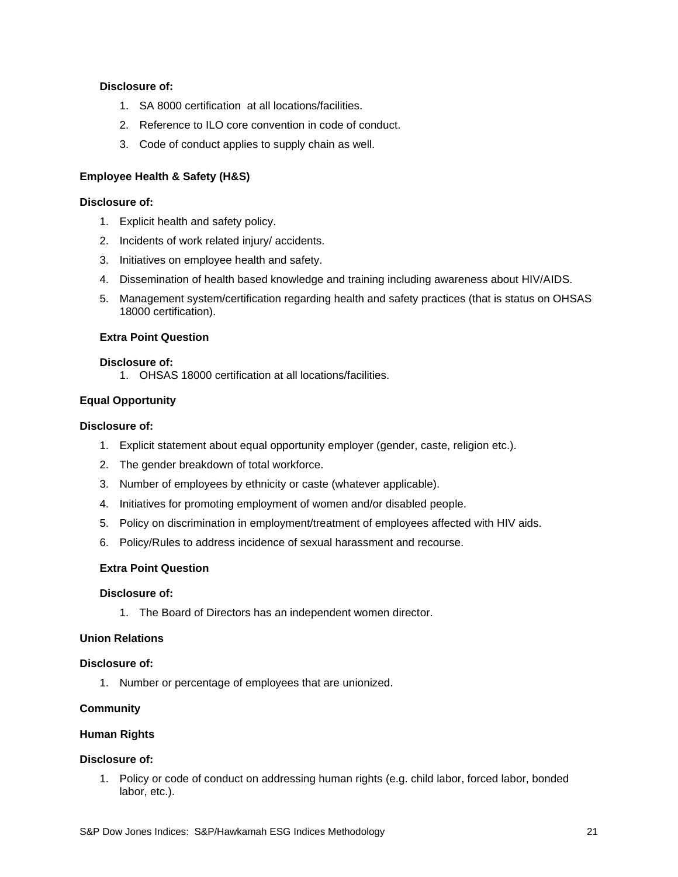**Disclosure of:**

1. SA 8000 certification at all locations/facilities.
2. Reference to ILO core convention in code of conduct.
3. Code of conduct applies to supply chain as well.

**Employee Health & Safety (H&S)**

**Disclosure of:**

1. Explicit health and safety policy.
2. Incidents of work related injury/ accidents.
3. Initiatives on employee health and safety.
4. Dissemination of health based knowledge and training including awareness about HIV/AIDS.
5. Management system/certification regarding health and safety practices (that is status on OHSAS 18000 certification).

**Extra Point Question**

**Disclosure of:**

1. OHSAS 18000 certification at all locations/facilities.

**Equal Opportunity**

**Disclosure of:**

1. Explicit statement about equal opportunity employer (gender, caste, religion etc.).
2. The gender breakdown of total workforce.
3. Number of employees by ethnicity or caste (whatever applicable).
4. Initiatives for promoting employment of women and/or disabled people.
5. Policy on discrimination in employment/treatment of employees affected with HIV aids.
6. Policy/Rules to address incidence of sexual harassment and recourse.

**Extra Point Question**

**Disclosure of:**

1. The Board of Directors has an independent women director.

**Union Relations**

**Disclosure of:**

1. Number or percentage of employees that are unionized.

**Community**

**Human Rights**

**Disclosure of:**

1. Policy or code of conduct on addressing human rights (e.g. child labor, forced labor, bonded labor, etc.).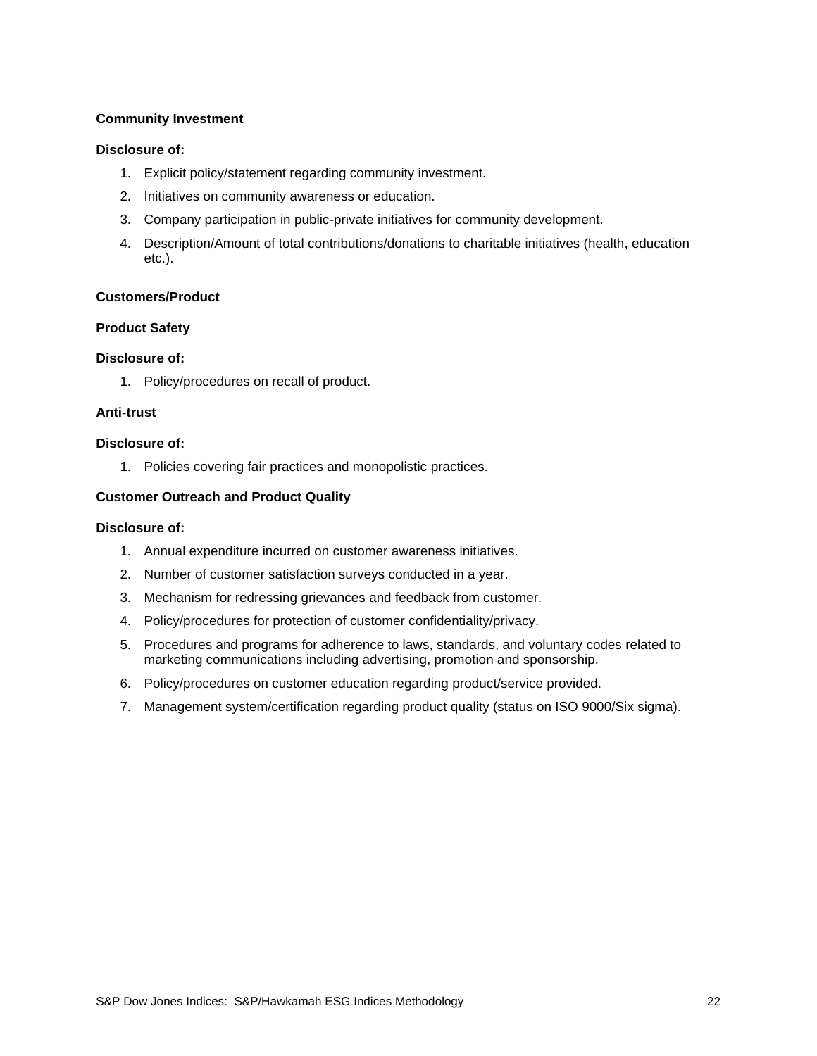**Community Investment**

**Disclosure of:**

1. Explicit policy/statement regarding community investment.
2. Initiatives on community awareness or education.
3. Company participation in public-private initiatives for community development.
4. Description/Amount of total contributions/donations to charitable initiatives (health, education etc.).

**Customers/Product**

**Product Safety**

**Disclosure of:**

1. Policy/procedures on recall of product.

**Anti-trust**

**Disclosure of:**

1. Policies covering fair practices and monopolistic practices.

**Customer Outreach and Product Quality**

**Disclosure of:**

1. Annual expenditure incurred on customer awareness initiatives.
2. Number of customer satisfaction surveys conducted in a year.
3. Mechanism for redressing grievances and feedback from customer.
4. Policy/procedures for protection of customer confidentiality/privacy.
5. Procedures and programs for adherence to laws, standards, and voluntary codes related to marketing communications including advertising, promotion and sponsorship.
6. Policy/procedures on customer education regarding product/service provided.
7. Management system/certification regarding product quality (status on ISO 9000/Six sigma).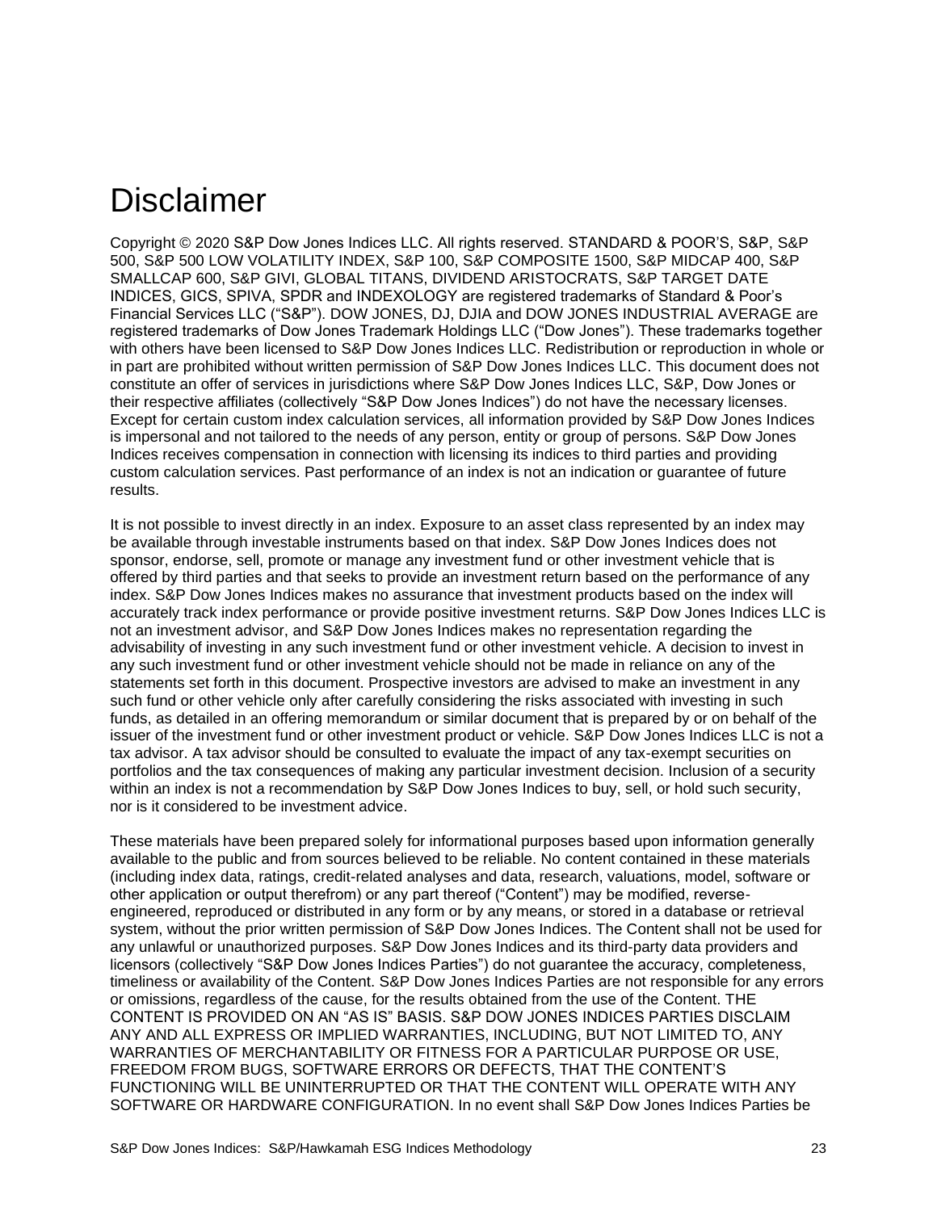# Disclaimer

Copyright © 2020 S&P Dow Jones Indices LLC. All rights reserved. STANDARD & POOR'S, S&P, S&P 500, S&P 500 LOW VOLATILITY INDEX, S&P 100, S&P COMPOSITE 1500, S&P MIDCAP 400, S&P SMALLCAP 600, S&P GIVI, GLOBAL TITANS, DIVIDEND ARISTOCRATS, S&P TARGET DATE INDICES, GICS, SPIVA, SPDR and INDEXOLOGY are registered trademarks of Standard & Poor's Financial Services LLC ("S&P"). DOW JONES, DJ, DJIA and DOW JONES INDUSTRIAL AVERAGE are registered trademarks of Dow Jones Trademark Holdings LLC ("Dow Jones"). These trademarks together with others have been licensed to S&P Dow Jones Indices LLC. Redistribution or reproduction in whole or in part are prohibited without written permission of S&P Dow Jones Indices LLC. This document does not constitute an offer of services in jurisdictions where S&P Dow Jones Indices LLC, S&P, Dow Jones or their respective affiliates (collectively "S&P Dow Jones Indices") do not have the necessary licenses. Except for certain custom index calculation services, all information provided by S&P Dow Jones Indices is impersonal and not tailored to the needs of any person, entity or group of persons. S&P Dow Jones Indices receives compensation in connection with licensing its indices to third parties and providing custom calculation services. Past performance of an index is not an indication or guarantee of future results.

It is not possible to invest directly in an index. Exposure to an asset class represented by an index may be available through investable instruments based on that index. S&P Dow Jones Indices does not sponsor, endorse, sell, promote or manage any investment fund or other investment vehicle that is offered by third parties and that seeks to provide an investment return based on the performance of any index. S&P Dow Jones Indices makes no assurance that investment products based on the index will accurately track index performance or provide positive investment returns. S&P Dow Jones Indices LLC is not an investment advisor, and S&P Dow Jones Indices makes no representation regarding the advisability of investing in any such investment fund or other investment vehicle. A decision to invest in any such investment fund or other investment vehicle should not be made in reliance on any of the statements set forth in this document. Prospective investors are advised to make an investment in any such fund or other vehicle only after carefully considering the risks associated with investing in such funds, as detailed in an offering memorandum or similar document that is prepared by or on behalf of the issuer of the investment fund or other investment product or vehicle. S&P Dow Jones Indices LLC is not a tax advisor. A tax advisor should be consulted to evaluate the impact of any tax-exempt securities on portfolios and the tax consequences of making any particular investment decision. Inclusion of a security within an index is not a recommendation by S&P Dow Jones Indices to buy, sell, or hold such security, nor is it considered to be investment advice.

These materials have been prepared solely for informational purposes based upon information generally available to the public and from sources believed to be reliable. No content contained in these materials (including index data, ratings, credit-related analyses and data, research, valuations, model, software or other application or output therefrom) or any part thereof ("Content") may be modified, reverse-engineered, reproduced or distributed in any form or by any means, or stored in a database or retrieval system, without the prior written permission of S&P Dow Jones Indices. The Content shall not be used for any unlawful or unauthorized purposes. S&P Dow Jones Indices and its third-party data providers and licensors (collectively "S&P Dow Jones Indices Parties") do not guarantee the accuracy, completeness, timeliness or availability of the Content. S&P Dow Jones Indices Parties are not responsible for any errors or omissions, regardless of the cause, for the results obtained from the use of the Content. THE CONTENT IS PROVIDED ON AN "AS IS" BASIS. S&P DOW JONES INDICES PARTIES DISCLAIM ANY AND ALL EXPRESS OR IMPLIED WARRANTIES, INCLUDING, BUT NOT LIMITED TO, ANY WARRANTIES OF MERCHANTABILITY OR FITNESS FOR A PARTICULAR PURPOSE OR USE, FREEDOM FROM BUGS, SOFTWARE ERRORS OR DEFECTS, THAT THE CONTENT'S FUNCTIONING WILL BE UNINTERRUPTED OR THAT THE CONTENT WILL OPERATE WITH ANY SOFTWARE OR HARDWARE CONFIGURATION. In no event shall S&P Dow Jones Indices Parties be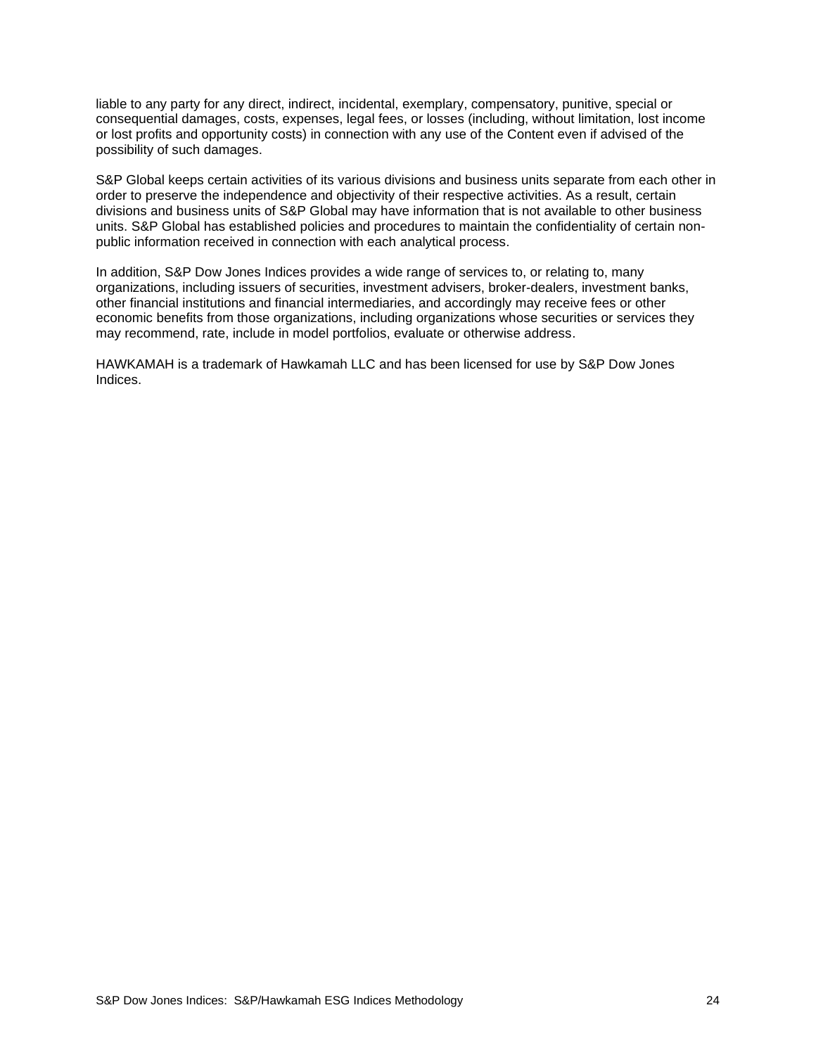liable to any party for any direct, indirect, incidental, exemplary, compensatory, punitive, special or consequential damages, costs, expenses, legal fees, or losses (including, without limitation, lost income or lost profits and opportunity costs) in connection with any use of the Content even if advised of the possibility of such damages.

S&P Global keeps certain activities of its various divisions and business units separate from each other in order to preserve the independence and objectivity of their respective activities. As a result, certain divisions and business units of S&P Global may have information that is not available to other business units. S&P Global has established policies and procedures to maintain the confidentiality of certain non-public information received in connection with each analytical process.

In addition, S&P Dow Jones Indices provides a wide range of services to, or relating to, many organizations, including issuers of securities, investment advisers, broker-dealers, investment banks, other financial institutions and financial intermediaries, and accordingly may receive fees or other economic benefits from those organizations, including organizations whose securities or services they may recommend, rate, include in model portfolios, evaluate or otherwise address.

HAWKAMAH is a trademark of Hawkamah LLC and has been licensed for use by S&P Dow Jones Indices.